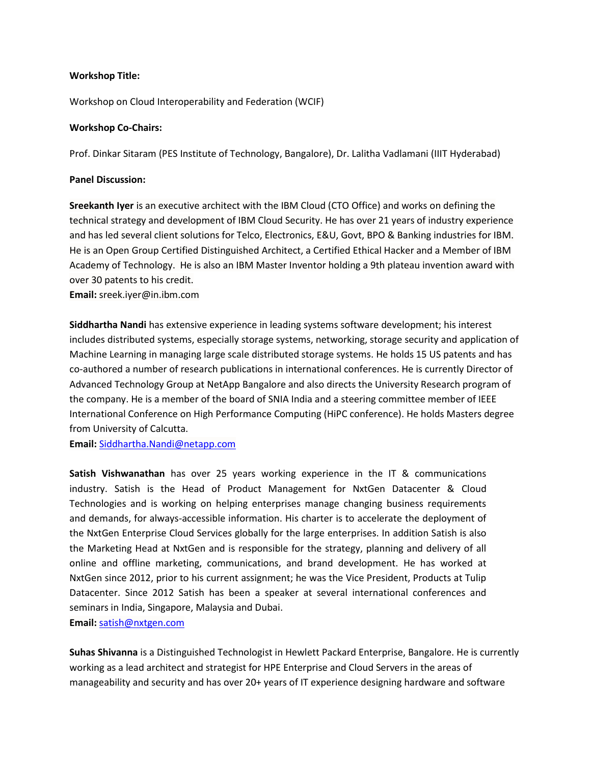**Workshop Title:**

Workshop on Cloud Interoperability and Federation (WCIF)

**Workshop Co-Chairs:**

Prof. Dinkar Sitaram (PES Institute of Technology, Bangalore), Dr. Lalitha Vadlamani (IIIT Hyderabad)

**Panel Discussion:**

**Sreekanth Iyer** is an executive architect with the IBM Cloud (CTO Office) and works on defining the technical strategy and development of IBM Cloud Security. He has over 21 years of industry experience and has led several client solutions for Telco, Electronics, E&U, Govt, BPO & Banking industries for IBM. He is an Open Group Certified Distinguished Architect, a Certified Ethical Hacker and a Member of IBM Academy of Technology. He is also an IBM Master Inventor holding a 9th plateau invention award with over 30 patents to his credit.
**Email:** sreek.iyer@in.ibm.com

**Siddhartha Nandi** has extensive experience in leading systems software development; his interest includes distributed systems, especially storage systems, networking, storage security and application of Machine Learning in managing large scale distributed storage systems. He holds 15 US patents and has co-authored a number of research publications in international conferences. He is currently Director of Advanced Technology Group at NetApp Bangalore and also directs the University Research program of the company. He is a member of the board of SNIA India and a steering committee member of IEEE International Conference on High Performance Computing (HiPC conference). He holds Masters degree from University of Calcutta.
**Email:** Siddhartha.Nandi@netapp.com

**Satish Vishwanathan** has over 25 years working experience in the IT & communications industry. Satish is the Head of Product Management for NxtGen Datacenter & Cloud Technologies and is working on helping enterprises manage changing business requirements and demands, for always-accessible information. His charter is to accelerate the deployment of the NxtGen Enterprise Cloud Services globally for the large enterprises. In addition Satish is also the Marketing Head at NxtGen and is responsible for the strategy, planning and delivery of all online and offline marketing, communications, and brand development. He has worked at NxtGen since 2012, prior to his current assignment; he was the Vice President, Products at Tulip Datacenter. Since 2012 Satish has been a speaker at several international conferences and seminars in India, Singapore, Malaysia and Dubai.
**Email:** satish@nxtgen.com

**Suhas Shivanna** is a Distinguished Technologist in Hewlett Packard Enterprise, Bangalore. He is currently working as a lead architect and strategist for HPE Enterprise and Cloud Servers in the areas of manageability and security and has over 20+ years of IT experience designing hardware and software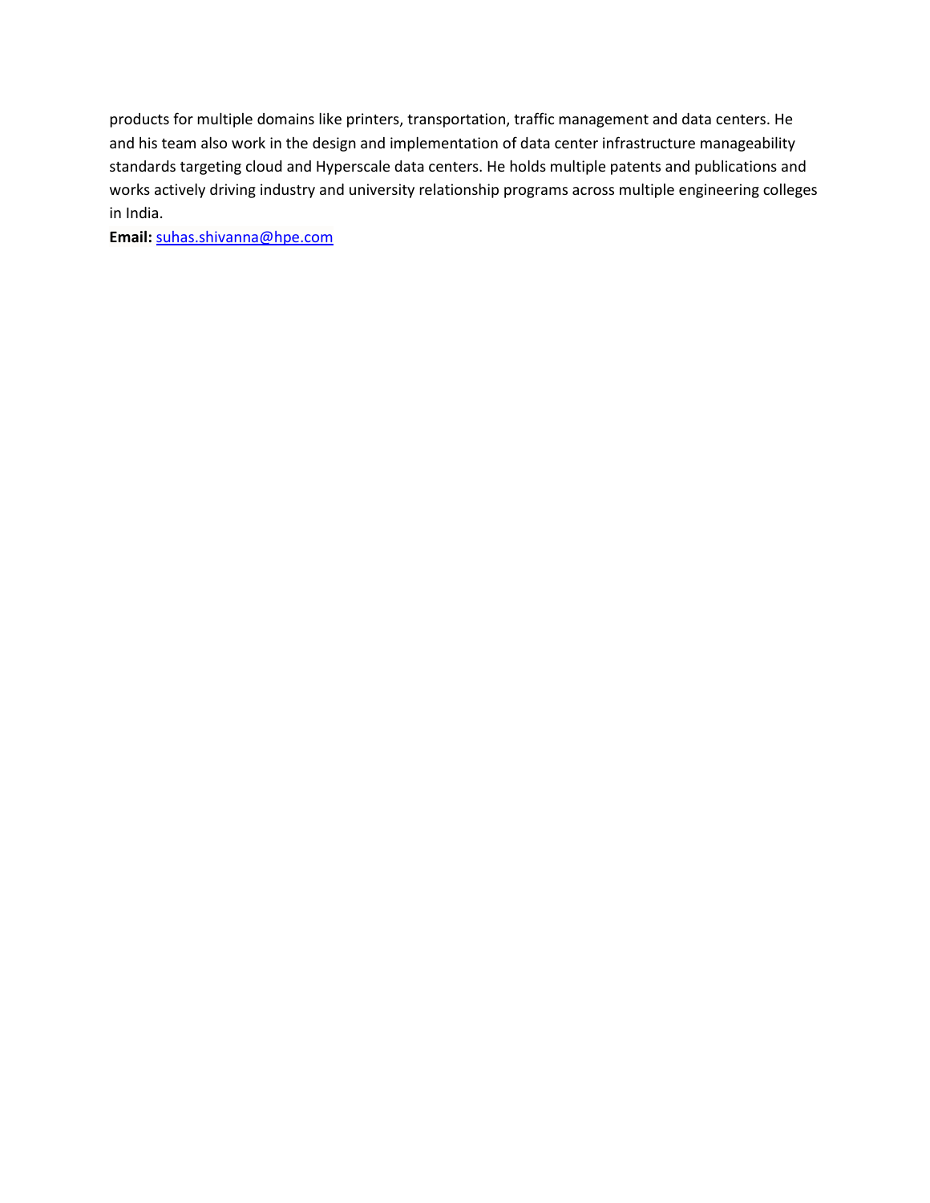products for multiple domains like printers, transportation, traffic management and data centers. He and his team also work in the design and implementation of data center infrastructure manageability standards targeting cloud and Hyperscale data centers. He holds multiple patents and publications and works actively driving industry and university relationship programs across multiple engineering colleges in India.

**Email:** suhas.shivanna@hpe.com